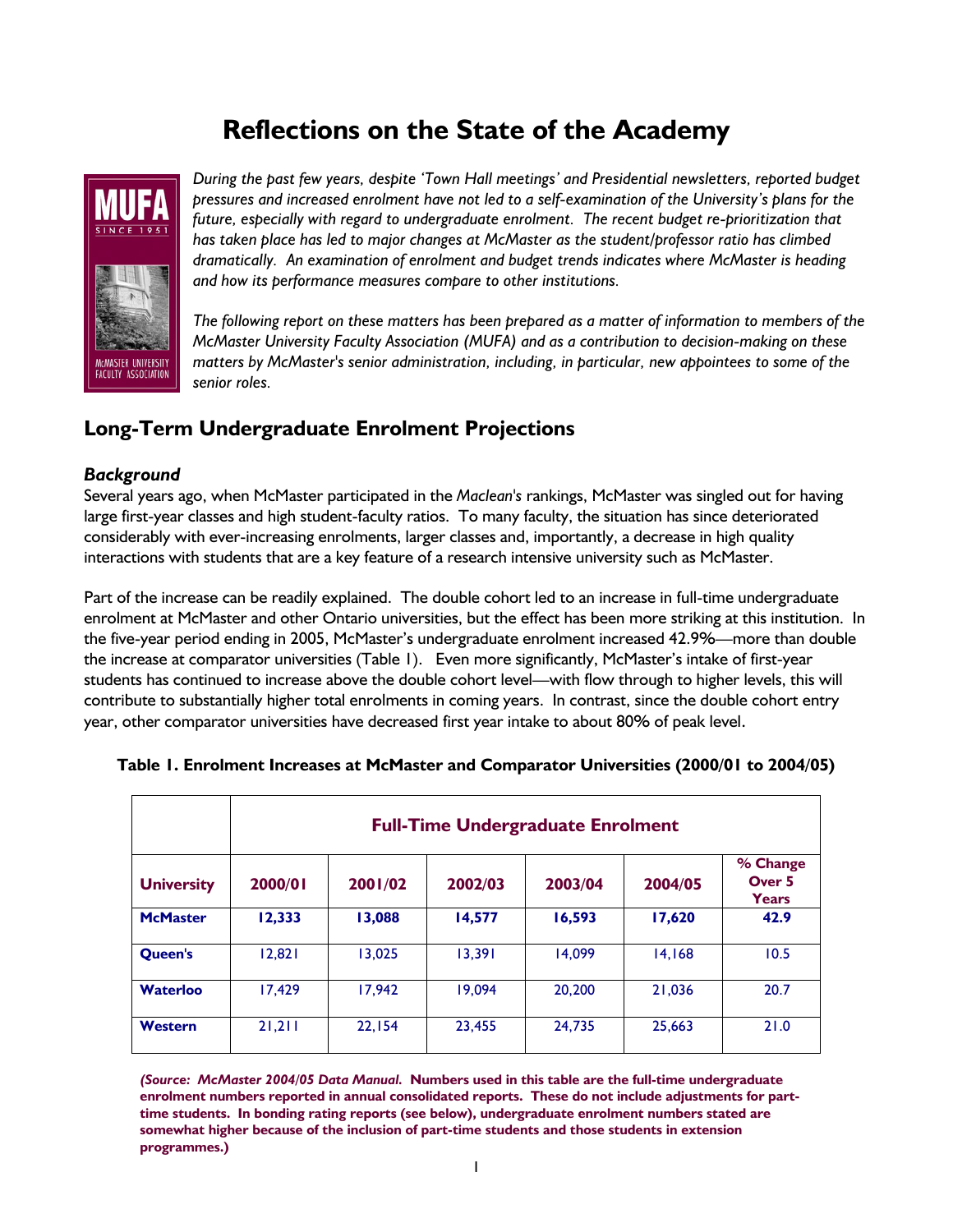# Reflections on the State of the Academy

*During the past few years, despite 'Town Hall meetings' and Presidential newsletters, reported budget pressures and increased enrolment have not led to a self-examination of the University's plans for the future, especially with regard to undergraduate enrolment. The recent budget re-prioritization that has taken place has led to major changes at McMaster as the student/professor ratio has climbed dramatically. An examination of enrolment and budget trends indicates where McMaster is heading and how its performance measures compare to other institutions.*

*The following report on these matters has been prepared as a matter of information to members of the McMaster University Faculty Association (MUFA) and as a contribution to decision-making on these matters by McMaster's senior administration, including, in particular, new appointees to some of the senior roles.*

## Long-Term Undergraduate Enrolment Projections

### *Background*

Several years ago, when McMaster participated in the *Maclean's* rankings, McMaster was singled out for having large first-year classes and high student-faculty ratios. To many faculty, the situation has since deteriorated considerably with ever-increasing enrolments, larger classes and, importantly, a decrease in high quality interactions with students that are a key feature of a research intensive university such as McMaster.

Part of the increase can be readily explained. The double cohort led to an increase in full-time undergraduate enrolment at McMaster and other Ontario universities, but the effect has been more striking at this institution. In the five-year period ending in 2005, McMaster's undergraduate enrolment increased 42.9%—more than double the increase at comparator universities (Table 1). Even more significantly, McMaster's intake of first-year students has continued to increase above the double cohort level—with flow through to higher levels, this will contribute to substantially higher total enrolments in coming years. In contrast, since the double cohort entry year, other comparator universities have decreased first year intake to about 80% of peak level.

**Table 1. Enrolment Increases at McMaster and Comparator Universities (2000/01 to 2004/05)**

| | **Full-Time Undergraduate Enrolment** | | | | | |
|---|---|---|---|---|---|---|
| **University** | **2000/01** | **2001/02** | **2002/03** | **2003/04** | **2004/05** | **% Change Over 5 Years** |
| **McMaster** | **12,333** | **13,088** | **14,577** | **16,593** | **17,620** | **42.9** |
| **Queen's** | 12,821 | 13,025 | 13,391 | 14,099 | 14,168 | 10.5 |
| **Waterloo** | 17,429 | 17,942 | 19,094 | 20,200 | 21,036 | 20.7 |
| **Western** | 21,211 | 22,154 | 23,455 | 24,735 | 25,663 | 21.0 |

***(Source: McMaster 2004/05 Data Manual.*** **Numbers used in this table are the full-time undergraduate enrolment numbers reported in annual consolidated reports. These do not include adjustments for part-time students. In bonding rating reports (see below), undergraduate enrolment numbers stated are somewhat higher because of the inclusion of part-time students and those students in extension programmes.)**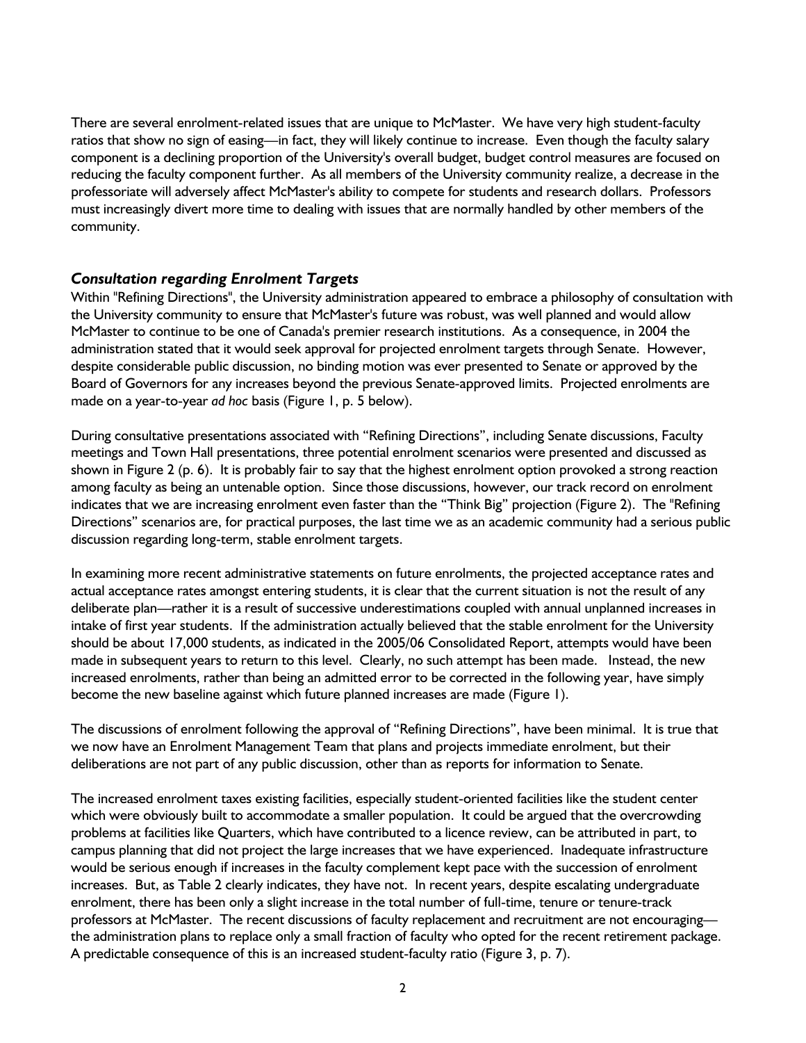There are several enrolment-related issues that are unique to McMaster. We have very high student-faculty ratios that show no sign of easing—in fact, they will likely continue to increase. Even though the faculty salary component is a declining proportion of the University's overall budget, budget control measures are focused on reducing the faculty component further. As all members of the University community realize, a decrease in the professoriate will adversely affect McMaster's ability to compete for students and research dollars. Professors must increasingly divert more time to dealing with issues that are normally handled by other members of the community.

### *Consultation regarding Enrolment Targets*

Within "Refining Directions", the University administration appeared to embrace a philosophy of consultation with the University community to ensure that McMaster's future was robust, was well planned and would allow McMaster to continue to be one of Canada's premier research institutions. As a consequence, in 2004 the administration stated that it would seek approval for projected enrolment targets through Senate. However, despite considerable public discussion, no binding motion was ever presented to Senate or approved by the Board of Governors for any increases beyond the previous Senate-approved limits. Projected enrolments are made on a year-to-year *ad hoc* basis (Figure 1, p. 5 below).

During consultative presentations associated with "Refining Directions", including Senate discussions, Faculty meetings and Town Hall presentations, three potential enrolment scenarios were presented and discussed as shown in Figure 2 (p. 6). It is probably fair to say that the highest enrolment option provoked a strong reaction among faculty as being an untenable option. Since those discussions, however, our track record on enrolment indicates that we are increasing enrolment even faster than the "Think Big" projection (Figure 2). The "Refining Directions" scenarios are, for practical purposes, the last time we as an academic community had a serious public discussion regarding long-term, stable enrolment targets.

In examining more recent administrative statements on future enrolments, the projected acceptance rates and actual acceptance rates amongst entering students, it is clear that the current situation is not the result of any deliberate plan—rather it is a result of successive underestimations coupled with annual unplanned increases in intake of first year students. If the administration actually believed that the stable enrolment for the University should be about 17,000 students, as indicated in the 2005/06 Consolidated Report, attempts would have been made in subsequent years to return to this level. Clearly, no such attempt has been made. Instead, the new increased enrolments, rather than being an admitted error to be corrected in the following year, have simply become the new baseline against which future planned increases are made (Figure 1).

The discussions of enrolment following the approval of "Refining Directions", have been minimal. It is true that we now have an Enrolment Management Team that plans and projects immediate enrolment, but their deliberations are not part of any public discussion, other than as reports for information to Senate.

The increased enrolment taxes existing facilities, especially student-oriented facilities like the student center which were obviously built to accommodate a smaller population. It could be argued that the overcrowding problems at facilities like Quarters, which have contributed to a licence review, can be attributed in part, to campus planning that did not project the large increases that we have experienced. Inadequate infrastructure would be serious enough if increases in the faculty complement kept pace with the succession of enrolment increases. But, as Table 2 clearly indicates, they have not. In recent years, despite escalating undergraduate enrolment, there has been only a slight increase in the total number of full-time, tenure or tenure-track professors at McMaster. The recent discussions of faculty replacement and recruitment are not encouraging—the administration plans to replace only a small fraction of faculty who opted for the recent retirement package. A predictable consequence of this is an increased student-faculty ratio (Figure 3, p. 7).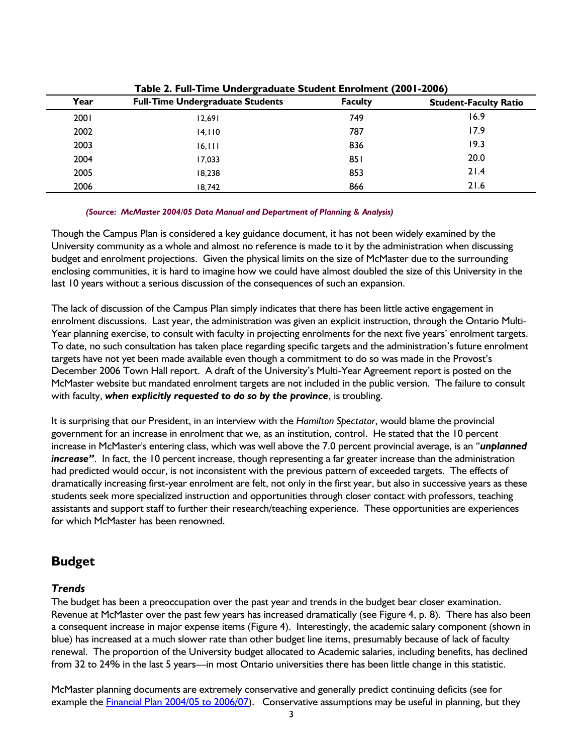**Table 2. Full-Time Undergraduate Student Enrolment (2001-2006)**

| Year | Full-Time Undergraduate Students | Faculty | Student-Faculty Ratio |
|---|---|---|---|
| 2001 | 12,691 | 749 | 16.9 |
| 2002 | 14,110 | 787 | 17.9 |
| 2003 | 16,111 | 836 | 19.3 |
| 2004 | 17,033 | 851 | 20.0 |
| 2005 | 18,238 | 853 | 21.4 |
| 2006 | 18,742 | 866 | 21.6 |

***(Source: McMaster 2004/05 Data Manual and Department of Planning & Analysis)***

Though the Campus Plan is considered a key guidance document, it has not been widely examined by the University community as a whole and almost no reference is made to it by the administration when discussing budget and enrolment projections. Given the physical limits on the size of McMaster due to the surrounding enclosing communities, it is hard to imagine how we could have almost doubled the size of this University in the last 10 years without a serious discussion of the consequences of such an expansion.

The lack of discussion of the Campus Plan simply indicates that there has been little active engagement in enrolment discussions. Last year, the administration was given an explicit instruction, through the Ontario Multi-Year planning exercise, to consult with faculty in projecting enrolments for the next five years' enrolment targets. To date, no such consultation has taken place regarding specific targets and the administration's future enrolment targets have not yet been made available even though a commitment to do so was made in the Provost's December 2006 Town Hall report. A draft of the University's Multi-Year Agreement report is posted on the McMaster website but mandated enrolment targets are not included in the public version. The failure to consult with faculty, ***when explicitly requested to do so by the province***, is troubling.

It is surprising that our President, in an interview with the *Hamilton Spectator*, would blame the provincial government for an increase in enrolment that we, as an institution, control. He stated that the 10 percent increase in McMaster's entering class, which was well above the 7.0 percent provincial average, is an "***unplanned increase***". In fact, the 10 percent increase, though representing a far greater increase than the administration had predicted would occur, is not inconsistent with the previous pattern of exceeded targets. The effects of dramatically increasing first-year enrolment are felt, not only in the first year, but also in successive years as these students seek more specialized instruction and opportunities through closer contact with professors, teaching assistants and support staff to further their research/teaching experience. These opportunities are experiences for which McMaster has been renowned.

## Budget

### *Trends*

The budget has been a preoccupation over the past year and trends in the budget bear closer examination. Revenue at McMaster over the past few years has increased dramatically (see Figure 4, p. 8). There has also been a consequent increase in major expense items (Figure 4). Interestingly, the academic salary component (shown in blue) has increased at a much slower rate than other budget line items, presumably because of lack of faculty renewal. The proportion of the University budget allocated to Academic salaries, including benefits, has declined from 32 to 24% in the last 5 years—in most Ontario universities there has been little change in this statistic.

McMaster planning documents are extremely conservative and generally predict continuing deficits (see for example the Financial Plan 2004/05 to 2006/07). Conservative assumptions may be useful in planning, but they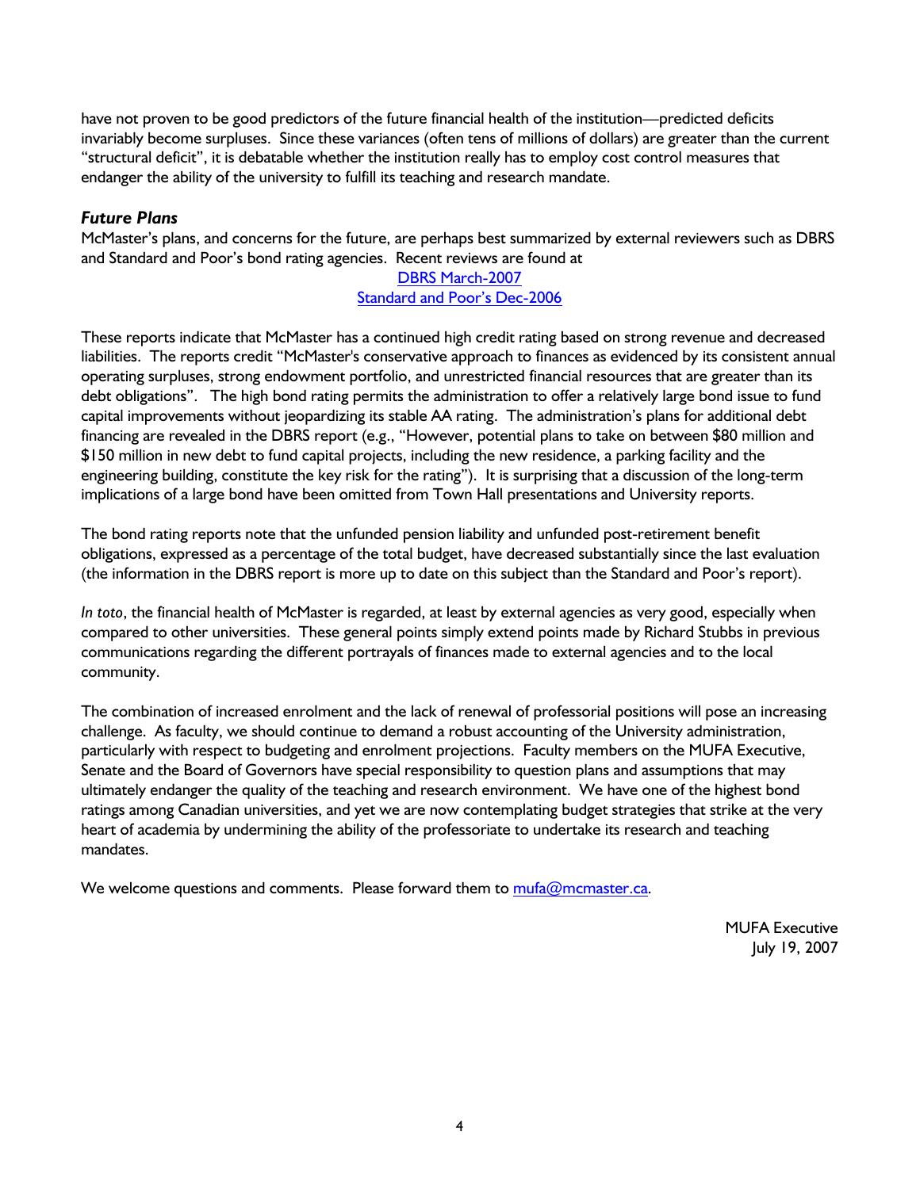have not proven to be good predictors of the future financial health of the institution—predicted deficits invariably become surpluses. Since these variances (often tens of millions of dollars) are greater than the current "structural deficit", it is debatable whether the institution really has to employ cost control measures that endanger the ability of the university to fulfill its teaching and research mandate.

### *Future Plans*

McMaster's plans, and concerns for the future, are perhaps best summarized by external reviewers such as DBRS and Standard and Poor's bond rating agencies. Recent reviews are found at

DBRS March-2007
Standard and Poor's Dec-2006

These reports indicate that McMaster has a continued high credit rating based on strong revenue and decreased liabilities. The reports credit "McMaster's conservative approach to finances as evidenced by its consistent annual operating surpluses, strong endowment portfolio, and unrestricted financial resources that are greater than its debt obligations". The high bond rating permits the administration to offer a relatively large bond issue to fund capital improvements without jeopardizing its stable AA rating. The administration's plans for additional debt financing are revealed in the DBRS report (e.g., "However, potential plans to take on between $80 million and $150 million in new debt to fund capital projects, including the new residence, a parking facility and the engineering building, constitute the key risk for the rating"). It is surprising that a discussion of the long-term implications of a large bond have been omitted from Town Hall presentations and University reports.

The bond rating reports note that the unfunded pension liability and unfunded post-retirement benefit obligations, expressed as a percentage of the total budget, have decreased substantially since the last evaluation (the information in the DBRS report is more up to date on this subject than the Standard and Poor's report).

*In toto*, the financial health of McMaster is regarded, at least by external agencies as very good, especially when compared to other universities. These general points simply extend points made by Richard Stubbs in previous communications regarding the different portrayals of finances made to external agencies and to the local community.

The combination of increased enrolment and the lack of renewal of professorial positions will pose an increasing challenge. As faculty, we should continue to demand a robust accounting of the University administration, particularly with respect to budgeting and enrolment projections. Faculty members on the MUFA Executive, Senate and the Board of Governors have special responsibility to question plans and assumptions that may ultimately endanger the quality of the teaching and research environment. We have one of the highest bond ratings among Canadian universities, and yet we are now contemplating budget strategies that strike at the very heart of academia by undermining the ability of the professoriate to undertake its research and teaching mandates.

We welcome questions and comments. Please forward them to mufa@mcmaster.ca.

MUFA Executive
July 19, 2007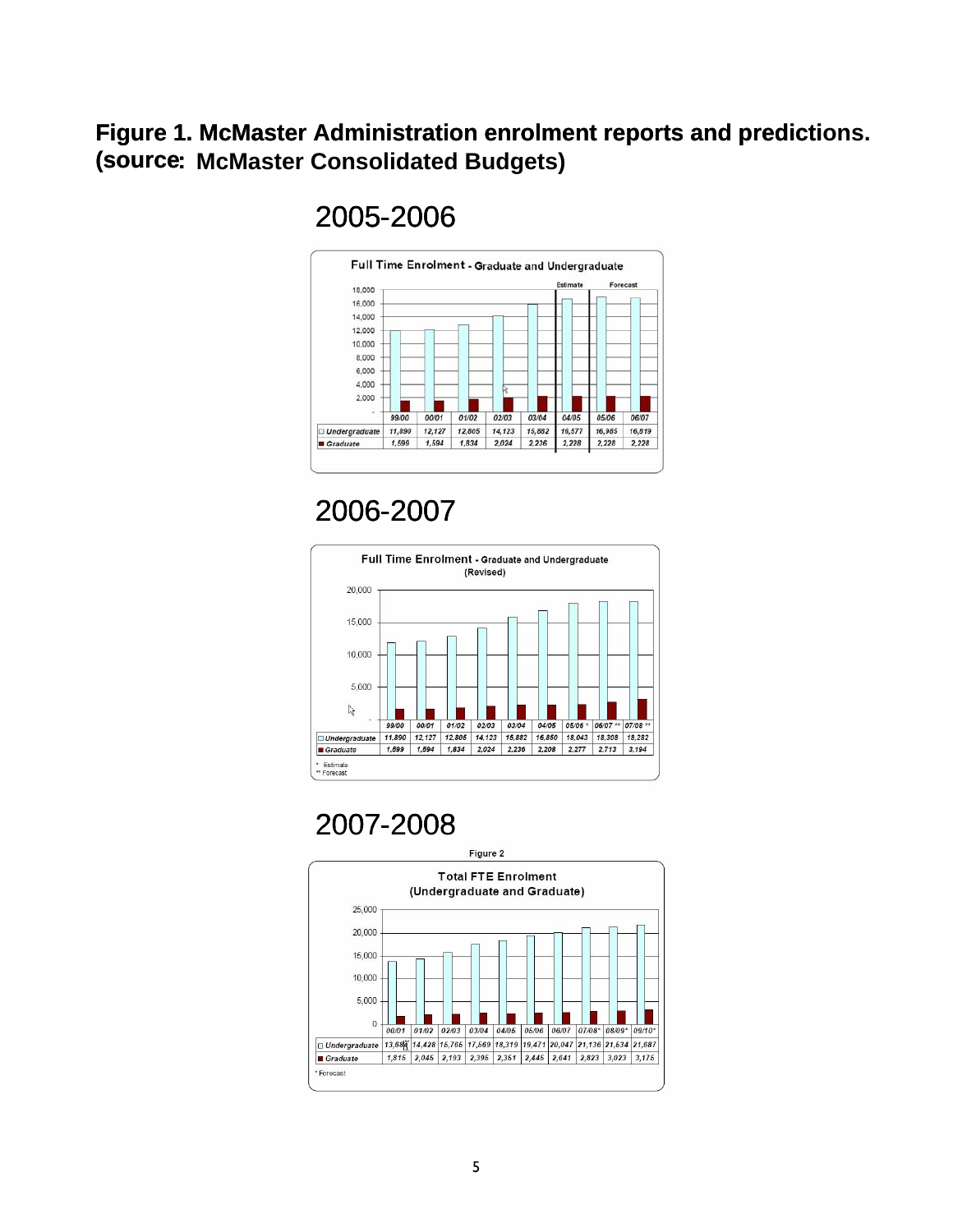**Figure 1. McMaster Administration enrolment reports and predictions. (source: McMaster Consolidated Budgets)**

## 2005-2006

**Full Time Enrolment - Graduate and Undergraduate**

| | 99/00 | 00/01 | 01/02 | 02/03 | 03/04 | 04/05 | 05/06 | 06/07 |
|---|---|---|---|---|---|---|---|---|
| Undergraduate | 11,890 | 12,127 | 12,805 | 14,123 | 15,882 | 16,577 | 16,985 | 16,819 |
| Graduate | 1,599 | 1,594 | 1,834 | 2,024 | 2,236 | 2,228 | 2,228 | 2,228 |

Estimate: 04/05; Forecast: 05/06, 06/07

## 2006-2007

**Full Time Enrolment - Graduate and Undergraduate (Revised)**

| | 99/00 | 00/01 | 01/02 | 02/03 | 03/04 | 04/05 | 05/06 * | 06/07 ** | 07/08 ** |
|---|---|---|---|---|---|---|---|---|---|
| Undergraduate | 11,890 | 12,127 | 12,805 | 14,123 | 15,882 | 16,850 | 18,043 | 18,308 | 18,282 |
| Graduate | 1,599 | 1,594 | 1,834 | 2,024 | 2,236 | 2,208 | 2,277 | 2,713 | 3,194 |

\* Estimate
\*\* Forecast

## 2007-2008

Figure 2

**Total FTE Enrolment (Undergraduate and Graduate)**

| | 00/01 | 01/02 | 02/03 | 03/04 | 04/05 | 05/06 | 06/07 | 07/08* | 08/09* | 09/10* |
|---|---|---|---|---|---|---|---|---|---|---|
| Undergraduate | 13,688 | 14,428 | 15,706 | 17,569 | 18,319 | 19,471 | 20,047 | 21,136 | 21,534 | 21,687 |
| Graduate | 1,815 | 2,045 | 2,193 | 2,395 | 2,351 | 2,445 | 2,641 | 2,823 | 3,023 | 3,176 |

\* Forecast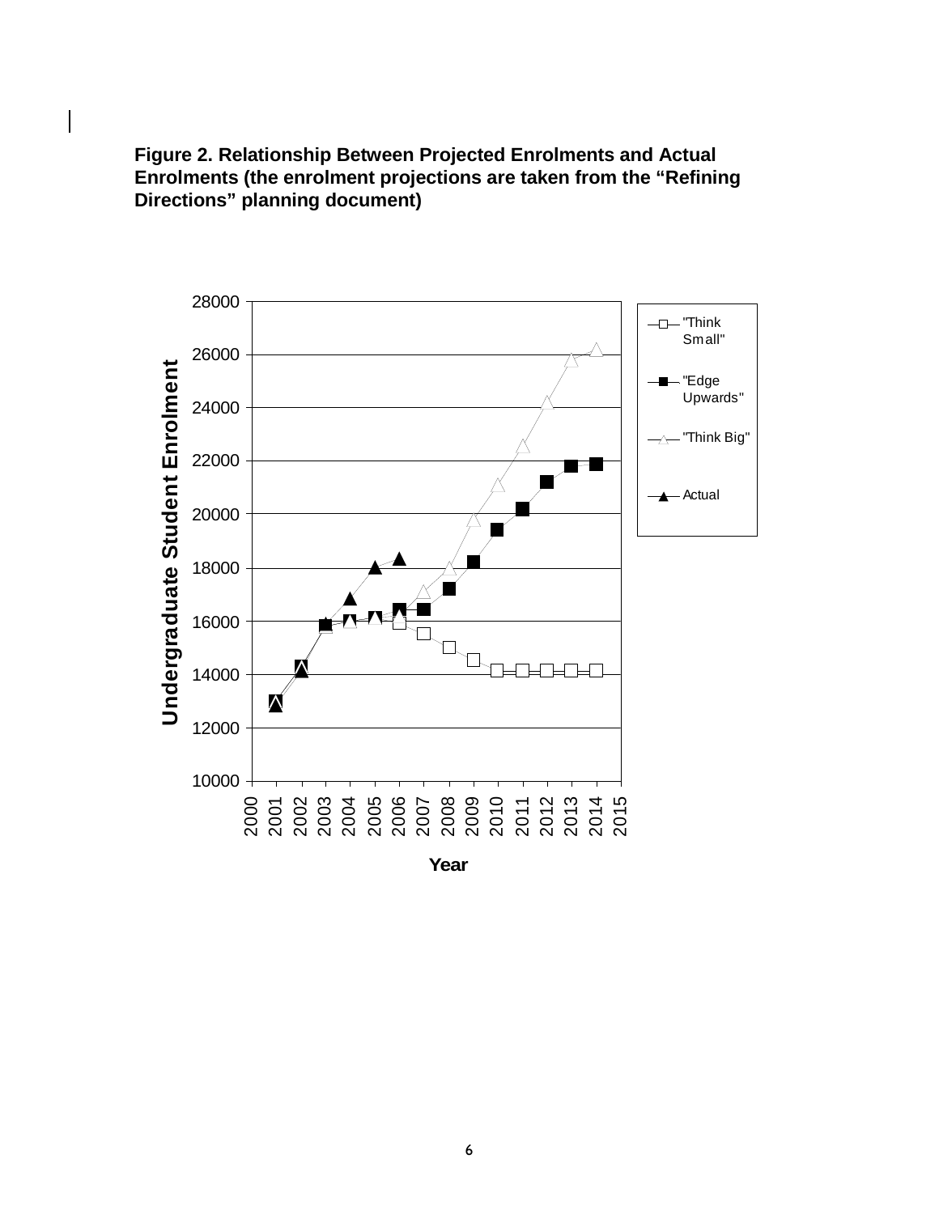**Figure 2. Relationship Between Projected Enrolments and Actual Enrolments (the enrolment projections are taken from the "Refining Directions" planning document)**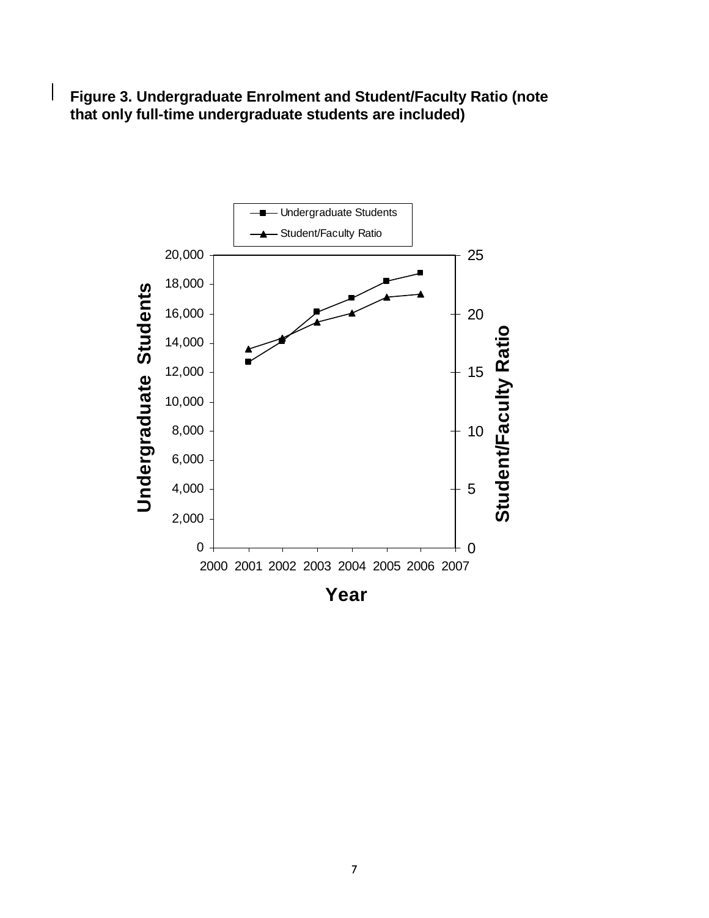**Figure 3. Undergraduate Enrolment and Student/Faculty Ratio (note that only full-time undergraduate students are included)**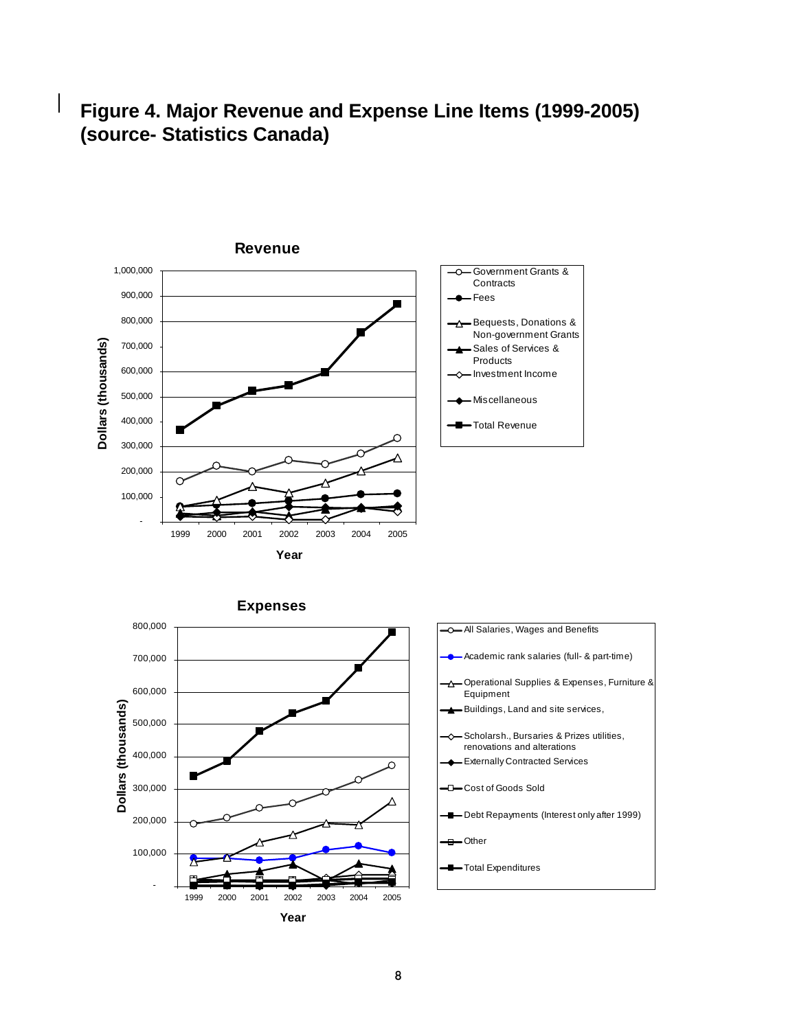## Figure 4. Major Revenue and Expense Line Items (1999-2005) (source- Statistics Canada)

**Revenue**

Dollars (thousands)

1,000,000
900,000
800,000
700,000
600,000
500,000
400,000
300,000
200,000
100,000
-

1999 2000 2001 2002 2003 2004 2005

Year

Government Grants & Contracts
Fees
Bequests, Donations & Non-government Grants
Sales of Services & Products
Investment Income
Miscellaneous
Total Revenue

**Expenses**

Dollars (thousands)

800,000
700,000
600,000
500,000
400,000
300,000
200,000
100,000
-

1999 2000 2001 2002 2003 2004 2005

Year

All Salaries, Wages and Benefits
Academic rank salaries (full- & part-time)
Operational Supplies & Expenses, Furniture & Equipment
Buildings, Land and site services,
Scholarsh., Bursaries & Prizes utilities, renovations and alterations
Externally Contracted Services
Cost of Goods Sold
Debt Repayments (Interest only after 1999)
Other
Total Expenditures